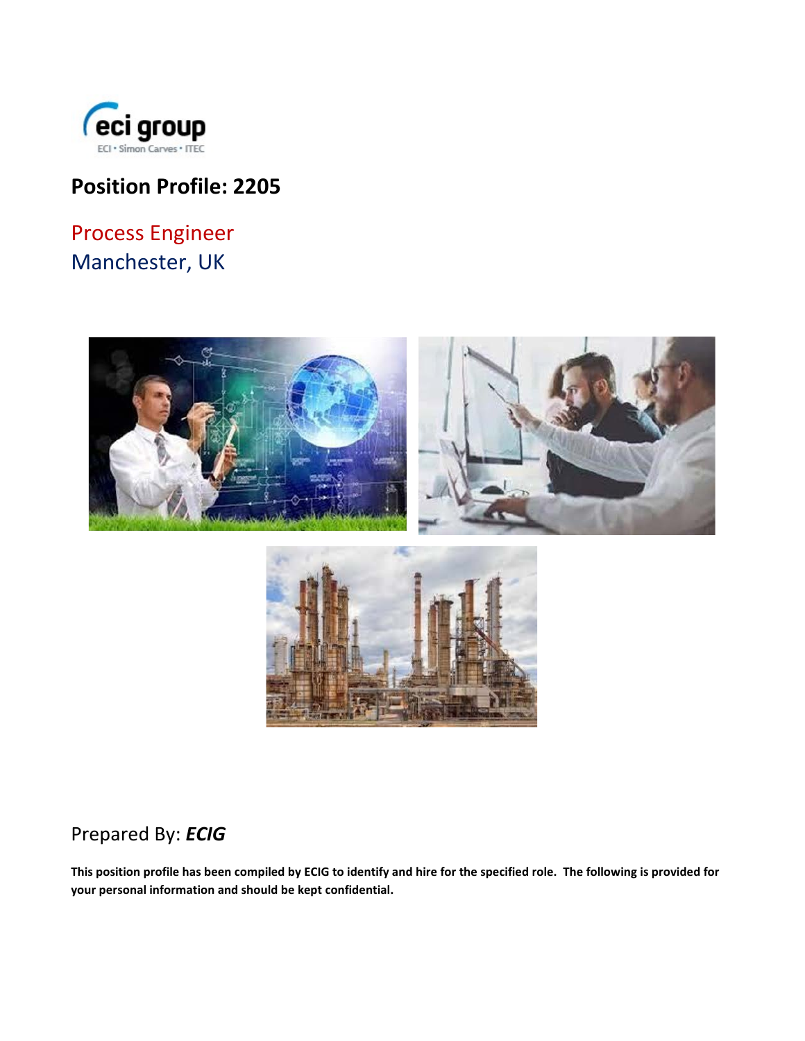# Position Profile: 2205

## Process Engineer
## Manchester, UK

Prepared By: ***ECIG***

**This position profile has been compiled by ECIG to identify and hire for the specified role. The following is provided for your personal information and should be kept confidential.**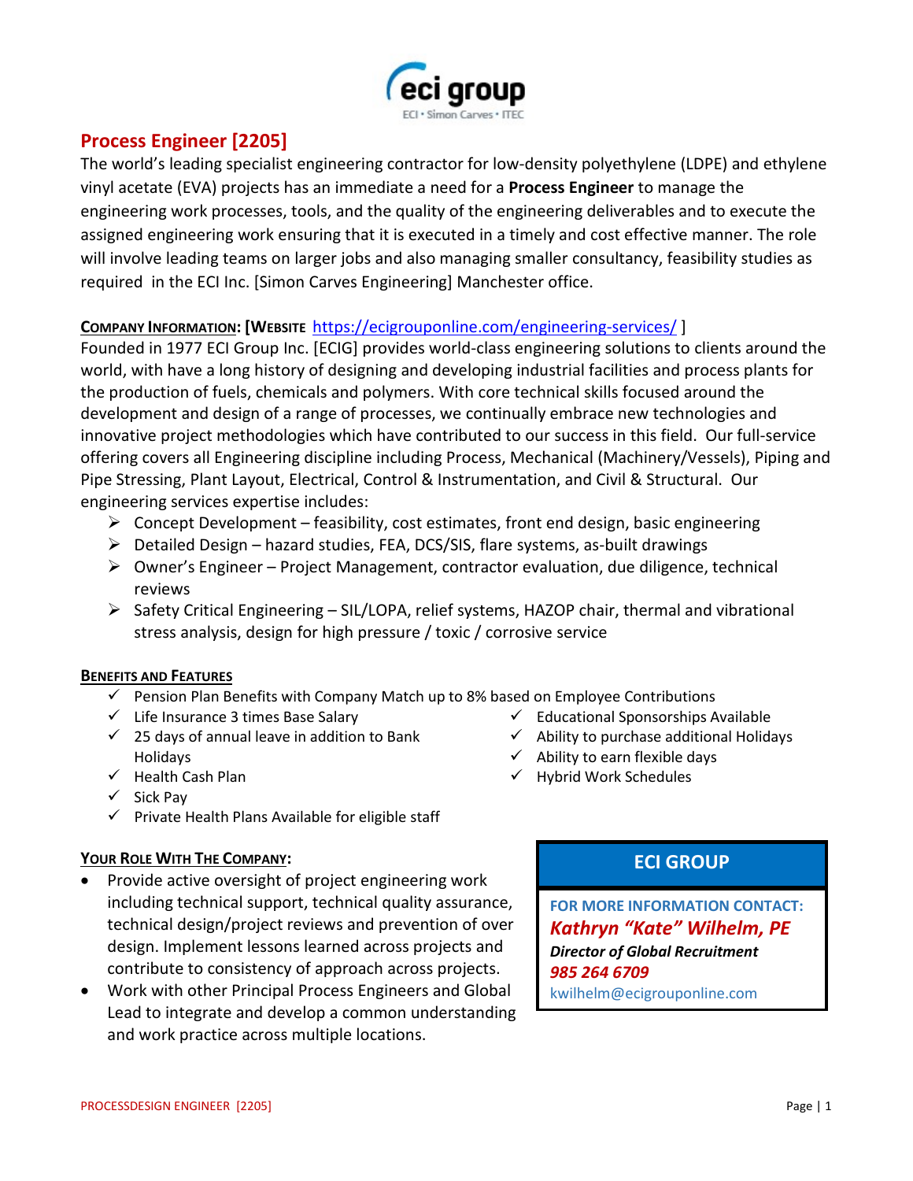## Process Engineer [2205]

The world's leading specialist engineering contractor for low-density polyethylene (LDPE) and ethylene vinyl acetate (EVA) projects has an immediate a need for a **Process Engineer** to manage the engineering work processes, tools, and the quality of the engineering deliverables and to execute the assigned engineering work ensuring that it is executed in a timely and cost effective manner. The role will involve leading teams on larger jobs and also managing smaller consultancy, feasibility studies as required in the ECI Inc. [Simon Carves Engineering] Manchester office.

**COMPANY INFORMATION: [WEBSITE** https://ecigrouponline.com/engineering-services/ ]

Founded in 1977 ECI Group Inc. [ECIG] provides world-class engineering solutions to clients around the world, with have a long history of designing and developing industrial facilities and process plants for the production of fuels, chemicals and polymers. With core technical skills focused around the development and design of a range of processes, we continually embrace new technologies and innovative project methodologies which have contributed to our success in this field. Our full-service offering covers all Engineering discipline including Process, Mechanical (Machinery/Vessels), Piping and Pipe Stressing, Plant Layout, Electrical, Control & Instrumentation, and Civil & Structural. Our engineering services expertise includes:

- Concept Development – feasibility, cost estimates, front end design, basic engineering
- Detailed Design – hazard studies, FEA, DCS/SIS, flare systems, as-built drawings
- Owner's Engineer – Project Management, contractor evaluation, due diligence, technical reviews
- Safety Critical Engineering – SIL/LOPA, relief systems, HAZOP chair, thermal and vibrational stress analysis, design for high pressure / toxic / corrosive service

**BENEFITS AND FEATURES**

- ✓ Pension Plan Benefits with Company Match up to 8% based on Employee Contributions
- ✓ Life Insurance 3 times Base Salary
- ✓ 25 days of annual leave in addition to Bank Holidays
- ✓ Health Cash Plan
- ✓ Sick Pay
- ✓ Private Health Plans Available for eligible staff
- ✓ Educational Sponsorships Available
- ✓ Ability to purchase additional Holidays
- ✓ Ability to earn flexible days
- ✓ Hybrid Work Schedules

**YOUR ROLE WITH THE COMPANY:**

- Provide active oversight of project engineering work including technical support, technical quality assurance, technical design/project reviews and prevention of over design. Implement lessons learned across projects and contribute to consistency of approach across projects.
- Work with other Principal Process Engineers and Global Lead to integrate and develop a common understanding and work practice across multiple locations.

**ECI GROUP**

FOR MORE INFORMATION CONTACT:
***Kathryn "Kate" Wilhelm, PE***
***Director of Global Recruitment***
***985 264 6709***
kwilhelm@ecigrouponline.com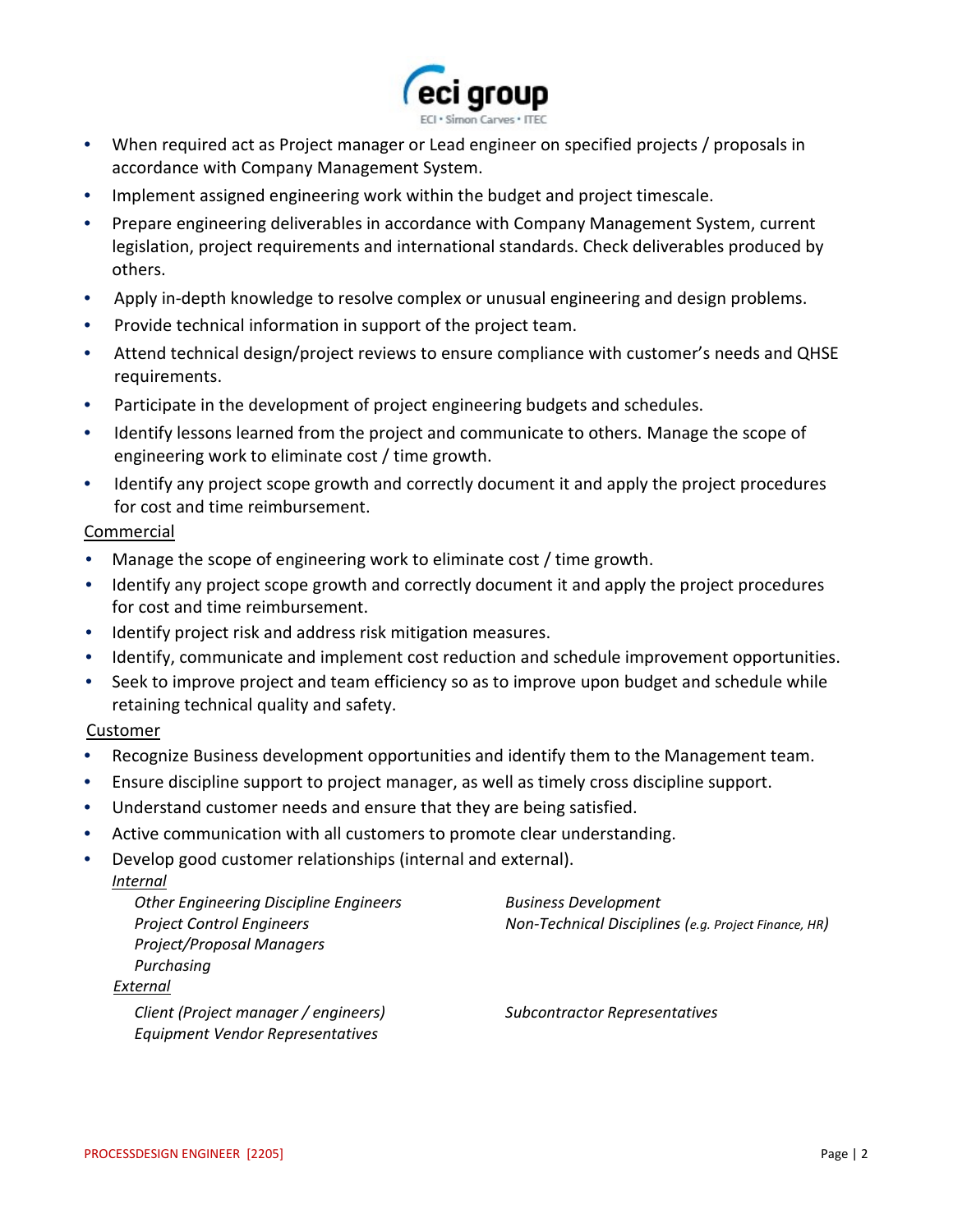- When required act as Project manager or Lead engineer on specified projects / proposals in accordance with Company Management System.
- Implement assigned engineering work within the budget and project timescale.
- Prepare engineering deliverables in accordance with Company Management System, current legislation, project requirements and international standards. Check deliverables produced by others.
- Apply in-depth knowledge to resolve complex or unusual engineering and design problems.
- Provide technical information in support of the project team.
- Attend technical design/project reviews to ensure compliance with customer's needs and QHSE requirements.
- Participate in the development of project engineering budgets and schedules.
- Identify lessons learned from the project and communicate to others. Manage the scope of engineering work to eliminate cost / time growth.
- Identify any project scope growth and correctly document it and apply the project procedures for cost and time reimbursement.

<u>Commercial</u>

- Manage the scope of engineering work to eliminate cost / time growth.
- Identify any project scope growth and correctly document it and apply the project procedures for cost and time reimbursement.
- Identify project risk and address risk mitigation measures.
- Identify, communicate and implement cost reduction and schedule improvement opportunities.
- Seek to improve project and team efficiency so as to improve upon budget and schedule while retaining technical quality and safety.

<u>Customer</u>

- Recognize Business development opportunities and identify them to the Management team.
- Ensure discipline support to project manager, as well as timely cross discipline support.
- Understand customer needs and ensure that they are being satisfied.
- Active communication with all customers to promote clear understanding.
- Develop good customer relationships (internal and external).

*<u>Internal</u>*

*Other Engineering Discipline Engineers*
*Project Control Engineers*
*Project/Proposal Managers*
*Purchasing*
*Business Development*
*Non-Technical Disciplines (e.g. Project Finance, HR)*

*<u>External</u>*

*Client (Project manager / engineers)*
*Equipment Vendor Representatives*
*Subcontractor Representatives*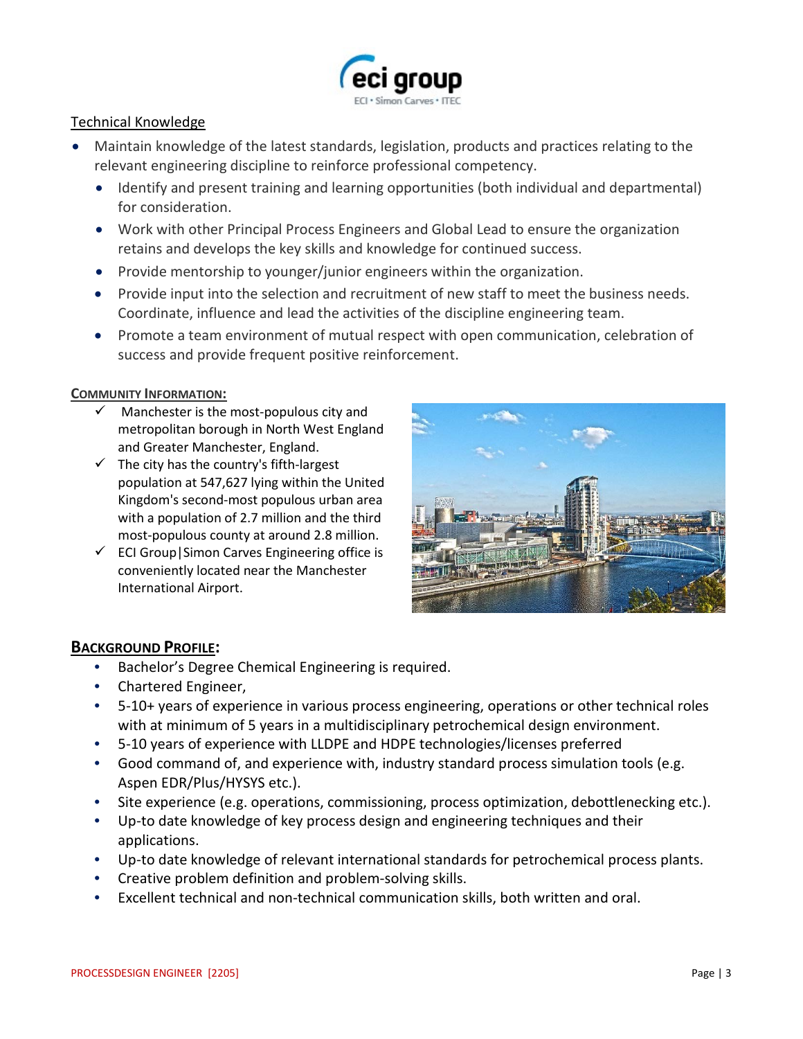## Technical Knowledge

- Maintain knowledge of the latest standards, legislation, products and practices relating to the relevant engineering discipline to reinforce professional competency.
  - Identify and present training and learning opportunities (both individual and departmental) for consideration.
  - Work with other Principal Process Engineers and Global Lead to ensure the organization retains and develops the key skills and knowledge for continued success.
  - Provide mentorship to younger/junior engineers within the organization.
  - Provide input into the selection and recruitment of new staff to meet the business needs. Coordinate, influence and lead the activities of the discipline engineering team.
  - Promote a team environment of mutual respect with open communication, celebration of success and provide frequent positive reinforcement.

### COMMUNITY INFORMATION:

- ✓ Manchester is the most-populous city and metropolitan borough in North West England and Greater Manchester, England.
- ✓ The city has the country's fifth-largest population at 547,627 lying within the United Kingdom's second-most populous urban area with a population of 2.7 million and the third most-populous county at around 2.8 million.
- ✓ ECI Group|Simon Carves Engineering office is conveniently located near the Manchester International Airport.

## BACKGROUND PROFILE:

- Bachelor's Degree Chemical Engineering is required.
- Chartered Engineer,
- 5-10+ years of experience in various process engineering, operations or other technical roles with at minimum of 5 years in a multidisciplinary petrochemical design environment.
- 5-10 years of experience with LLDPE and HDPE technologies/licenses preferred
- Good command of, and experience with, industry standard process simulation tools (e.g. Aspen EDR/Plus/HYSYS etc.).
- Site experience (e.g. operations, commissioning, process optimization, debottlenecking etc.).
- Up-to date knowledge of key process design and engineering techniques and their applications.
- Up-to date knowledge of relevant international standards for petrochemical process plants.
- Creative problem definition and problem-solving skills.
- Excellent technical and non-technical communication skills, both written and oral.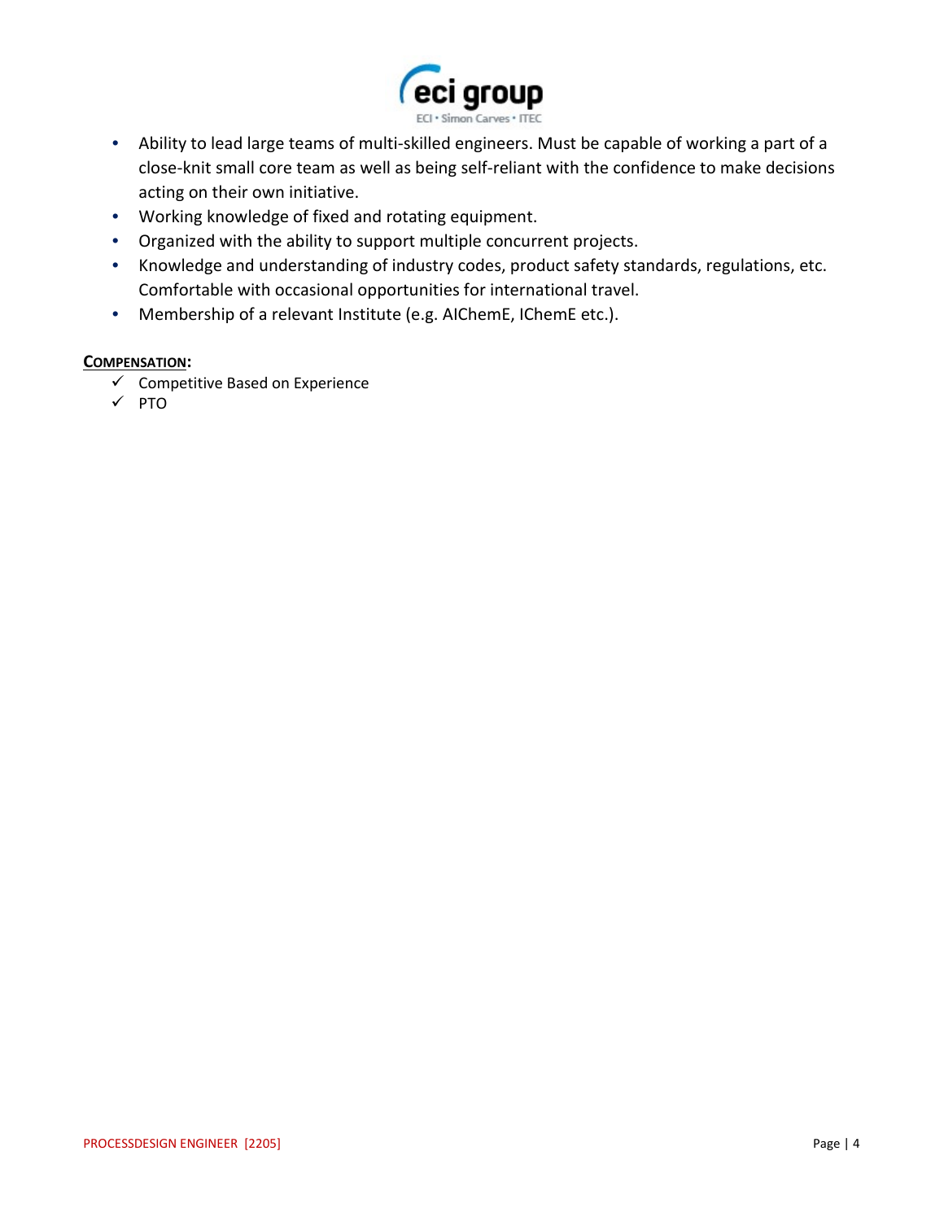- Ability to lead large teams of multi-skilled engineers. Must be capable of working a part of a close-knit small core team as well as being self-reliant with the confidence to make decisions acting on their own initiative.
- Working knowledge of fixed and rotating equipment.
- Organized with the ability to support multiple concurrent projects.
- Knowledge and understanding of industry codes, product safety standards, regulations, etc. Comfortable with occasional opportunities for international travel.
- Membership of a relevant Institute (e.g. AIChemE, IChemE etc.).

**COMPENSATION:**

- ✓ Competitive Based on Experience
- ✓ PTO